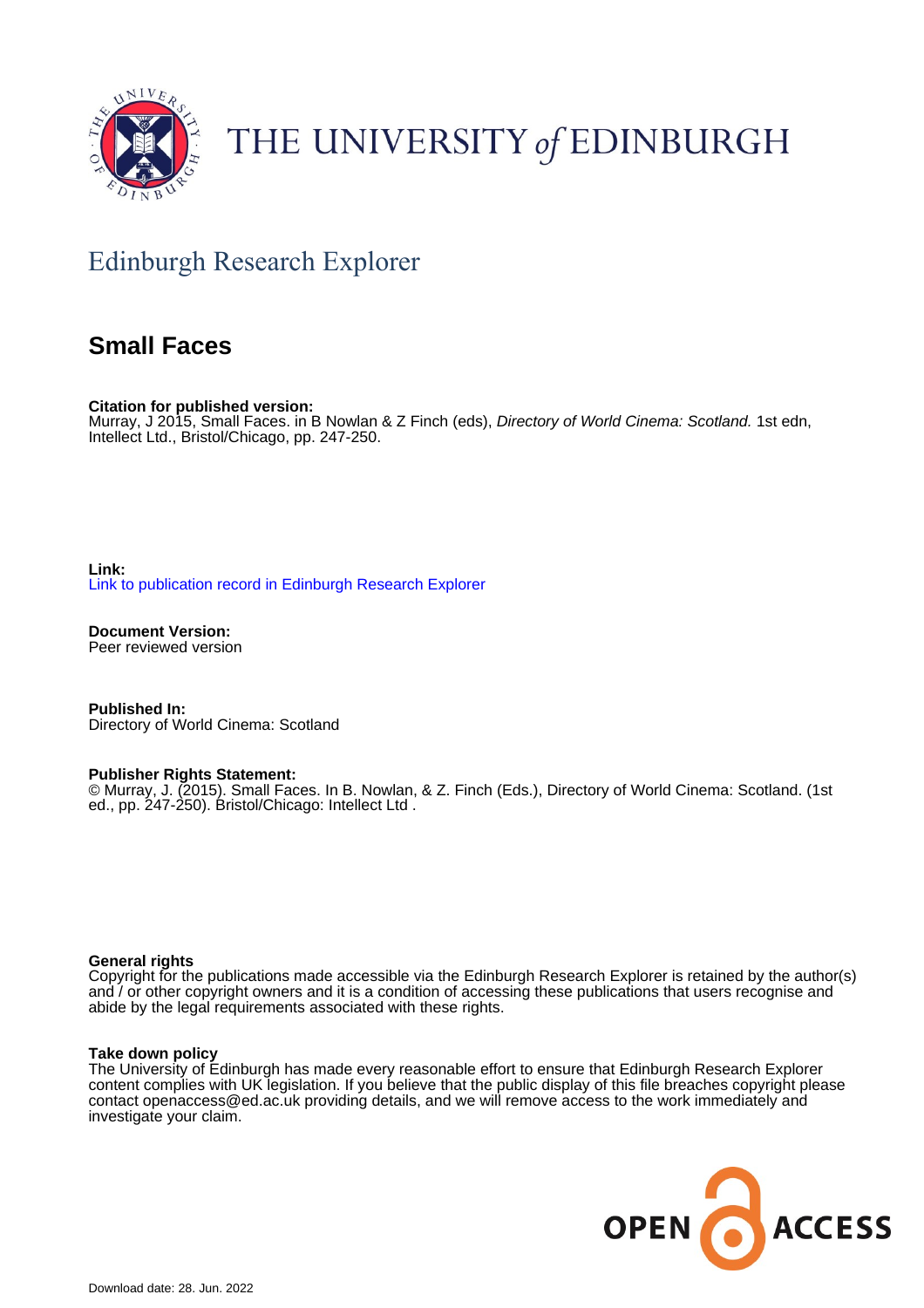THE UNIVERSITY of EDINBURGH

## Edinburgh Research Explorer

# Small Faces

**Citation for published version:**
Murray, J 2015, Small Faces. in B Nowlan & Z Finch (eds), *Directory of World Cinema: Scotland.* 1st edn, Intellect Ltd., Bristol/Chicago, pp. 247-250.

**Link:**
Link to publication record in Edinburgh Research Explorer

**Document Version:**
Peer reviewed version

**Published In:**
Directory of World Cinema: Scotland

**Publisher Rights Statement:**
© Murray, J. (2015). Small Faces. In B. Nowlan, & Z. Finch (Eds.), Directory of World Cinema: Scotland. (1st ed., pp. 247-250). Bristol/Chicago: Intellect Ltd .

**General rights**
Copyright for the publications made accessible via the Edinburgh Research Explorer is retained by the author(s) and / or other copyright owners and it is a condition of accessing these publications that users recognise and abide by the legal requirements associated with these rights.

**Take down policy**
The University of Edinburgh has made every reasonable effort to ensure that Edinburgh Research Explorer content complies with UK legislation. If you believe that the public display of this file breaches copyright please contact openaccess@ed.ac.uk providing details, and we will remove access to the work immediately and investigate your claim.

Download date: 28. Jun. 2022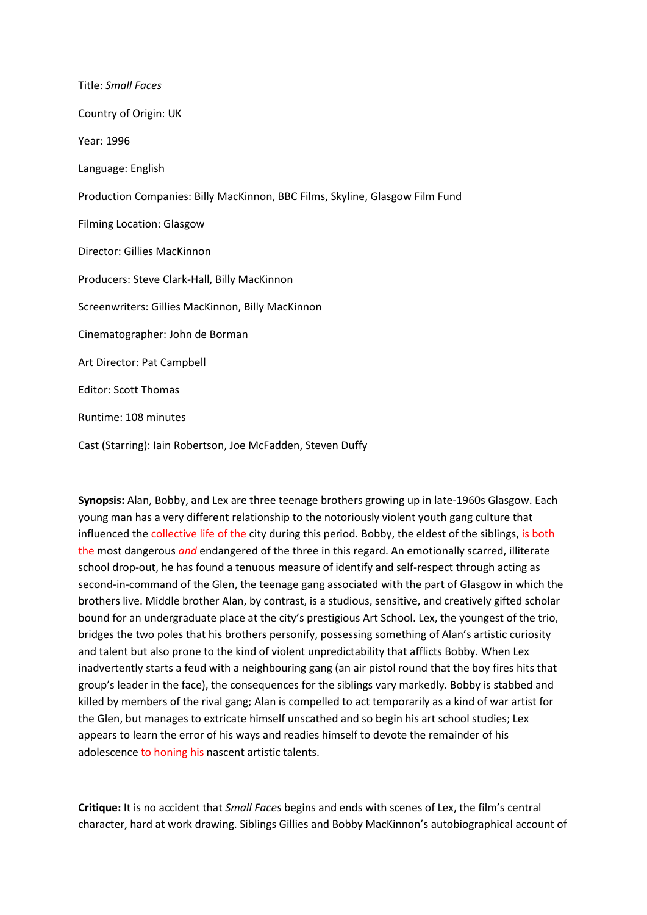Title: *Small Faces*

Country of Origin: UK

Year: 1996

Language: English

Production Companies: Billy MacKinnon, BBC Films, Skyline, Glasgow Film Fund

Filming Location: Glasgow

Director: Gillies MacKinnon

Producers: Steve Clark-Hall, Billy MacKinnon

Screenwriters: Gillies MacKinnon, Billy MacKinnon

Cinematographer: John de Borman

Art Director: Pat Campbell

Editor: Scott Thomas

Runtime: 108 minutes

Cast (Starring): Iain Robertson, Joe McFadden, Steven Duffy

**Synopsis:** Alan, Bobby, and Lex are three teenage brothers growing up in late-1960s Glasgow. Each young man has a very different relationship to the notoriously violent youth gang culture that influenced the collective life of the city during this period. Bobby, the eldest of the siblings, is both the most dangerous *and* endangered of the three in this regard. An emotionally scarred, illiterate school drop-out, he has found a tenuous measure of identify and self-respect through acting as second-in-command of the Glen, the teenage gang associated with the part of Glasgow in which the brothers live. Middle brother Alan, by contrast, is a studious, sensitive, and creatively gifted scholar bound for an undergraduate place at the city's prestigious Art School. Lex, the youngest of the trio, bridges the two poles that his brothers personify, possessing something of Alan's artistic curiosity and talent but also prone to the kind of violent unpredictability that afflicts Bobby. When Lex inadvertently starts a feud with a neighbouring gang (an air pistol round that the boy fires hits that group's leader in the face), the consequences for the siblings vary markedly. Bobby is stabbed and killed by members of the rival gang; Alan is compelled to act temporarily as a kind of war artist for the Glen, but manages to extricate himself unscathed and so begin his art school studies; Lex appears to learn the error of his ways and readies himself to devote the remainder of his adolescence to honing his nascent artistic talents.

**Critique:** It is no accident that *Small Faces* begins and ends with scenes of Lex, the film's central character, hard at work drawing. Siblings Gillies and Bobby MacKinnon's autobiographical account of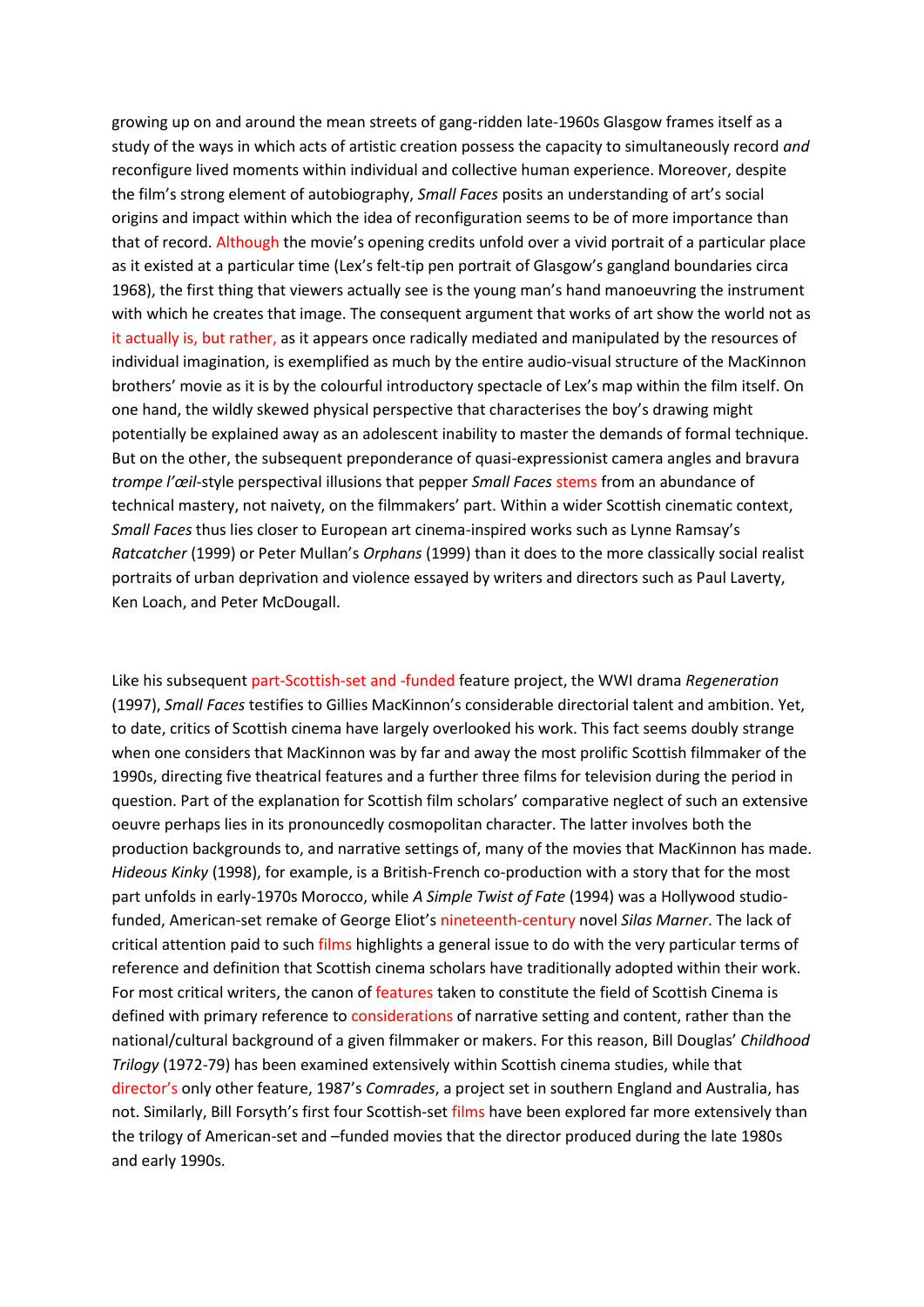growing up on and around the mean streets of gang-ridden late-1960s Glasgow frames itself as a study of the ways in which acts of artistic creation possess the capacity to simultaneously record *and* reconfigure lived moments within individual and collective human experience. Moreover, despite the film's strong element of autobiography, *Small Faces* posits an understanding of art's social origins and impact within which the idea of reconfiguration seems to be of more importance than that of record. Although the movie's opening credits unfold over a vivid portrait of a particular place as it existed at a particular time (Lex's felt-tip pen portrait of Glasgow's gangland boundaries circa 1968), the first thing that viewers actually see is the young man's hand manoeuvring the instrument with which he creates that image. The consequent argument that works of art show the world not as it actually is, but rather, as it appears once radically mediated and manipulated by the resources of individual imagination, is exemplified as much by the entire audio-visual structure of the MacKinnon brothers' movie as it is by the colourful introductory spectacle of Lex's map within the film itself. On one hand, the wildly skewed physical perspective that characterises the boy's drawing might potentially be explained away as an adolescent inability to master the demands of formal technique. But on the other, the subsequent preponderance of quasi-expressionist camera angles and bravura *trompe l'œil*-style perspectival illusions that pepper *Small Faces* stems from an abundance of technical mastery, not naivety, on the filmmakers' part. Within a wider Scottish cinematic context, *Small Faces* thus lies closer to European art cinema-inspired works such as Lynne Ramsay's *Ratcatcher* (1999) or Peter Mullan's *Orphans* (1999) than it does to the more classically social realist portraits of urban deprivation and violence essayed by writers and directors such as Paul Laverty, Ken Loach, and Peter McDougall.

Like his subsequent part-Scottish-set and -funded feature project, the WWI drama *Regeneration* (1997), *Small Faces* testifies to Gillies MacKinnon's considerable directorial talent and ambition. Yet, to date, critics of Scottish cinema have largely overlooked his work. This fact seems doubly strange when one considers that MacKinnon was by far and away the most prolific Scottish filmmaker of the 1990s, directing five theatrical features and a further three films for television during the period in question. Part of the explanation for Scottish film scholars' comparative neglect of such an extensive oeuvre perhaps lies in its pronouncedly cosmopolitan character. The latter involves both the production backgrounds to, and narrative settings of, many of the movies that MacKinnon has made. *Hideous Kinky* (1998), for example, is a British-French co-production with a story that for the most part unfolds in early-1970s Morocco, while *A Simple Twist of Fate* (1994) was a Hollywood studio-funded, American-set remake of George Eliot's nineteenth-century novel *Silas Marner*. The lack of critical attention paid to such films highlights a general issue to do with the very particular terms of reference and definition that Scottish cinema scholars have traditionally adopted within their work. For most critical writers, the canon of features taken to constitute the field of Scottish Cinema is defined with primary reference to considerations of narrative setting and content, rather than the national/cultural background of a given filmmaker or makers. For this reason, Bill Douglas' *Childhood Trilogy* (1972-79) has been examined extensively within Scottish cinema studies, while that director's only other feature, 1987's *Comrades*, a project set in southern England and Australia, has not. Similarly, Bill Forsyth's first four Scottish-set films have been explored far more extensively than the trilogy of American-set and –funded movies that the director produced during the late 1980s and early 1990s.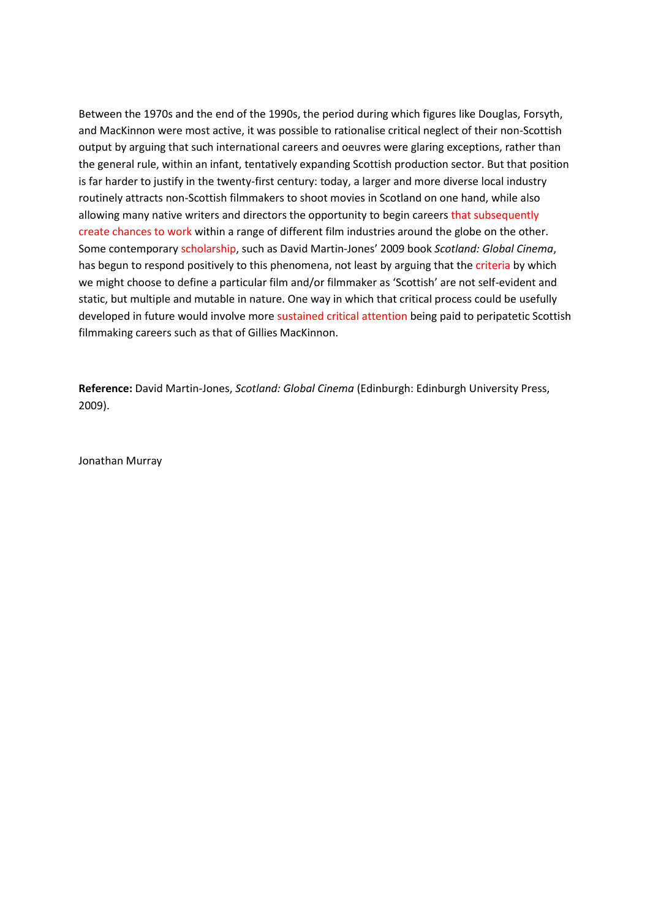Between the 1970s and the end of the 1990s, the period during which figures like Douglas, Forsyth, and MacKinnon were most active, it was possible to rationalise critical neglect of their non-Scottish output by arguing that such international careers and oeuvres were glaring exceptions, rather than the general rule, within an infant, tentatively expanding Scottish production sector. But that position is far harder to justify in the twenty-first century: today, a larger and more diverse local industry routinely attracts non-Scottish filmmakers to shoot movies in Scotland on one hand, while also allowing many native writers and directors the opportunity to begin careers that subsequently create chances to work within a range of different film industries around the globe on the other. Some contemporary scholarship, such as David Martin-Jones' 2009 book *Scotland: Global Cinema*, has begun to respond positively to this phenomena, not least by arguing that the criteria by which we might choose to define a particular film and/or filmmaker as 'Scottish' are not self-evident and static, but multiple and mutable in nature. One way in which that critical process could be usefully developed in future would involve more sustained critical attention being paid to peripatetic Scottish filmmaking careers such as that of Gillies MacKinnon.

**Reference:** David Martin-Jones, *Scotland: Global Cinema* (Edinburgh: Edinburgh University Press, 2009).

Jonathan Murray